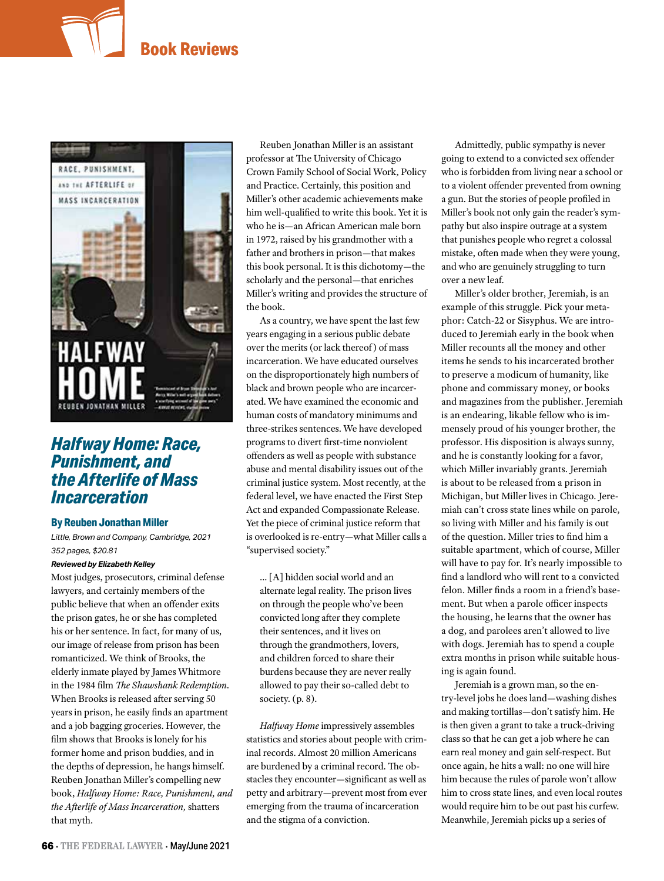# Book Reviews

## *Halfway Home: Race, Punishment, and the Afterlife of Mass Incarceration*

**By Reuben Jonathan Miller**

*Little, Brown and Company, Cambridge, 2021*

*352 pages, $20.81*

***Reviewed by Elizabeth Kelley***

Most judges, prosecutors, criminal defense lawyers, and certainly members of the public believe that when an offender exits the prison gates, he or she has completed his or her sentence. In fact, for many of us, our image of release from prison has been romanticized. We think of Brooks, the elderly inmate played by James Whitmore in the 1984 film *The Shawshank Redemption*. When Brooks is released after serving 50 years in prison, he easily finds an apartment and a job bagging groceries. However, the film shows that Brooks is lonely for his former home and prison buddies, and in the depths of depression, he hangs himself. Reuben Jonathan Miller's compelling new book, *Halfway Home: Race, Punishment, and the Afterlife of Mass Incarceration,* shatters that myth.

Reuben Jonathan Miller is an assistant professor at The University of Chicago Crown Family School of Social Work, Policy and Practice. Certainly, this position and Miller's other academic achievements make him well-qualified to write this book. Yet it is who he is—an African American male born in 1972, raised by his grandmother with a father and brothers in prison—that makes this book personal. It is this dichotomy—the scholarly and the personal—that enriches Miller's writing and provides the structure of the book.

As a country, we have spent the last few years engaging in a serious public debate over the merits (or lack thereof) of mass incarceration. We have educated ourselves on the disproportionately high numbers of black and brown people who are incarcerated. We have examined the economic and human costs of mandatory minimums and three-strikes sentences. We have developed programs to divert first-time nonviolent offenders as well as people with substance abuse and mental disability issues out of the criminal justice system. Most recently, at the federal level, we have enacted the First Step Act and expanded Compassionate Release. Yet the piece of criminal justice reform that is overlooked is re-entry—what Miller calls a "supervised society."

> ... [A] hidden social world and an alternate legal reality. The prison lives on through the people who've been convicted long after they complete their sentences, and it lives on through the grandmothers, lovers, and children forced to share their burdens because they are never really allowed to pay their so-called debt to society. (p. 8).

*Halfway Home* impressively assembles statistics and stories about people with criminal records. Almost 20 million Americans are burdened by a criminal record. The obstacles they encounter—significant as well as petty and arbitrary—prevent most from ever emerging from the trauma of incarceration and the stigma of a conviction.

Admittedly, public sympathy is never going to extend to a convicted sex offender who is forbidden from living near a school or to a violent offender prevented from owning a gun. But the stories of people profiled in Miller's book not only gain the reader's sympathy but also inspire outrage at a system that punishes people who regret a colossal mistake, often made when they were young, and who are genuinely struggling to turn over a new leaf.

Miller's older brother, Jeremiah, is an example of this struggle. Pick your metaphor: Catch-22 or Sisyphus. We are introduced to Jeremiah early in the book when Miller recounts all the money and other items he sends to his incarcerated brother to preserve a modicum of humanity, like phone and commissary money, or books and magazines from the publisher. Jeremiah is an endearing, likable fellow who is immensely proud of his younger brother, the professor. His disposition is always sunny, and he is constantly looking for a favor, which Miller invariably grants. Jeremiah is about to be released from a prison in Michigan, but Miller lives in Chicago. Jeremiah can't cross state lines while on parole, so living with Miller and his family is out of the question. Miller tries to find him a suitable apartment, which of course, Miller will have to pay for. It's nearly impossible to find a landlord who will rent to a convicted felon. Miller finds a room in a friend's basement. But when a parole officer inspects the housing, he learns that the owner has a dog, and parolees aren't allowed to live with dogs. Jeremiah has to spend a couple extra months in prison while suitable housing is again found.

Jeremiah is a grown man, so the entry-level jobs he does land—washing dishes and making tortillas—don't satisfy him. He is then given a grant to take a truck-driving class so that he can get a job where he can earn real money and gain self-respect. But once again, he hits a wall: no one will hire him because the rules of parole won't allow him to cross state lines, and even local routes would require him to be out past his curfew. Meanwhile, Jeremiah picks up a series of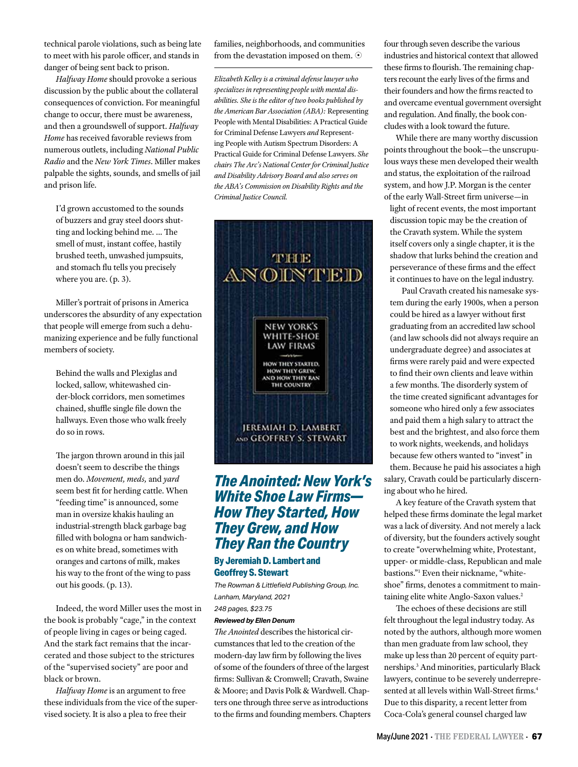technical parole violations, such as being late to meet with his parole officer, and stands in danger of being sent back to prison.

*Halfway Home* should provoke a serious discussion by the public about the collateral consequences of conviction. For meaningful change to occur, there must be awareness, and then a groundswell of support. *Halfway Home* has received favorable reviews from numerous outlets, including *National Public Radio* and the *New York Times*. Miller makes palpable the sights, sounds, and smells of jail and prison life.

> I'd grown accustomed to the sounds of buzzers and gray steel doors shutting and locking behind me. ... The smell of must, instant coffee, hastily brushed teeth, unwashed jumpsuits, and stomach flu tells you precisely where you are. (p. 3).

Miller's portrait of prisons in America underscores the absurdity of any expectation that people will emerge from such a dehumanizing experience and be fully functional members of society.

> Behind the walls and Plexiglas and locked, sallow, whitewashed cinder-block corridors, men sometimes chained, shuffle single file down the hallways. Even those who walk freely do so in rows.

> The jargon thrown around in this jail doesn't seem to describe the things men do. *Movement, meds,* and *yard* seem best fit for herding cattle. When "feeding time" is announced, some man in oversize khakis hauling an industrial-strength black garbage bag filled with bologna or ham sandwiches on white bread, sometimes with oranges and cartons of milk, makes his way to the front of the wing to pass out his goods. (p. 13).

Indeed, the word Miller uses the most in the book is probably "cage," in the context of people living in cages or being caged. And the stark fact remains that the incarcerated and those subject to the strictures of the "supervised society" are poor and black or brown.

*Halfway Home* is an argument to free these individuals from the vice of the supervised society. It is also a plea to free their families, neighborhoods, and communities from the devastation imposed on them. ☉

---

*Elizabeth Kelley is a criminal defense lawyer who specializes in representing people with mental disabilities. She is the editor of two books published by the American Bar Association (ABA):* Representing People with Mental Disabilities: A Practical Guide for Criminal Defense Lawyers *and* Representing People with Autism Spectrum Disorders: A Practical Guide for Criminal Defense Lawyers. *She chairs The Arc's National Center for Criminal Justice and Disability Advisory Board and also serves on the ABA's Commission on Disability Rights and the Criminal Justice Council.*

## *The Anointed: New York's White Shoe Law Firms—How They Started, How They Grew, and How They Ran the Country*

### By Jeremiah D. Lambert and Geoffrey S. Stewart

*The Rowman & Littlefield Publishing Group, Inc.*
*Lanham, Maryland, 2021*
*248 pages, $23.75*

***Reviewed by Ellen Denum***

*The Anointed* describes the historical circumstances that led to the creation of the modern-day law firm by following the lives of some of the founders of three of the largest firms: Sullivan & Cromwell; Cravath, Swaine & Moore; and Davis Polk & Wardwell. Chapters one through three serve as introductions to the firms and founding members. Chapters four through seven describe the various industries and historical context that allowed these firms to flourish. The remaining chapters recount the early lives of the firms and their founders and how the firms reacted to and overcame eventual government oversight and regulation. And finally, the book concludes with a look toward the future.

While there are many worthy discussion points throughout the book—the unscrupulous ways these men developed their wealth and status, the exploitation of the railroad system, and how J.P. Morgan is the center of the early Wall-Street firm universe—in light of recent events, the most important discussion topic may be the creation of the Cravath system. While the system itself covers only a single chapter, it is the shadow that lurks behind the creation and perseverance of these firms and the effect it continues to have on the legal industry.

Paul Cravath created his namesake system during the early 1900s, when a person could be hired as a lawyer without first graduating from an accredited law school (and law schools did not always require an undergraduate degree) and associates at firms were rarely paid and were expected to find their own clients and leave within a few months. The disorderly system of the time created significant advantages for someone who hired only a few associates and paid them a high salary to attract the best and the brightest, and also force them to work nights, weekends, and holidays because few others wanted to "invest" in them. Because he paid his associates a high salary, Cravath could be particularly discerning about who he hired.

A key feature of the Cravath system that helped these firms dominate the legal market was a lack of diversity. And not merely a lack of diversity, but the founders actively sought to create "overwhelming white, Protestant, upper- or middle-class, Republican and male bastions."[1] Even their nickname, "white-shoe" firms, denotes a commitment to maintaining elite white Anglo-Saxon values.[2]

The echoes of these decisions are still felt throughout the legal industry today. As noted by the authors, although more women than men graduate from law school, they make up less than 20 percent of equity partnerships.[3] And minorities, particularly Black lawyers, continue to be severely underrepresented at all levels within Wall-Street firms.[4] Due to this disparity, a recent letter from Coca-Cola's general counsel charged law